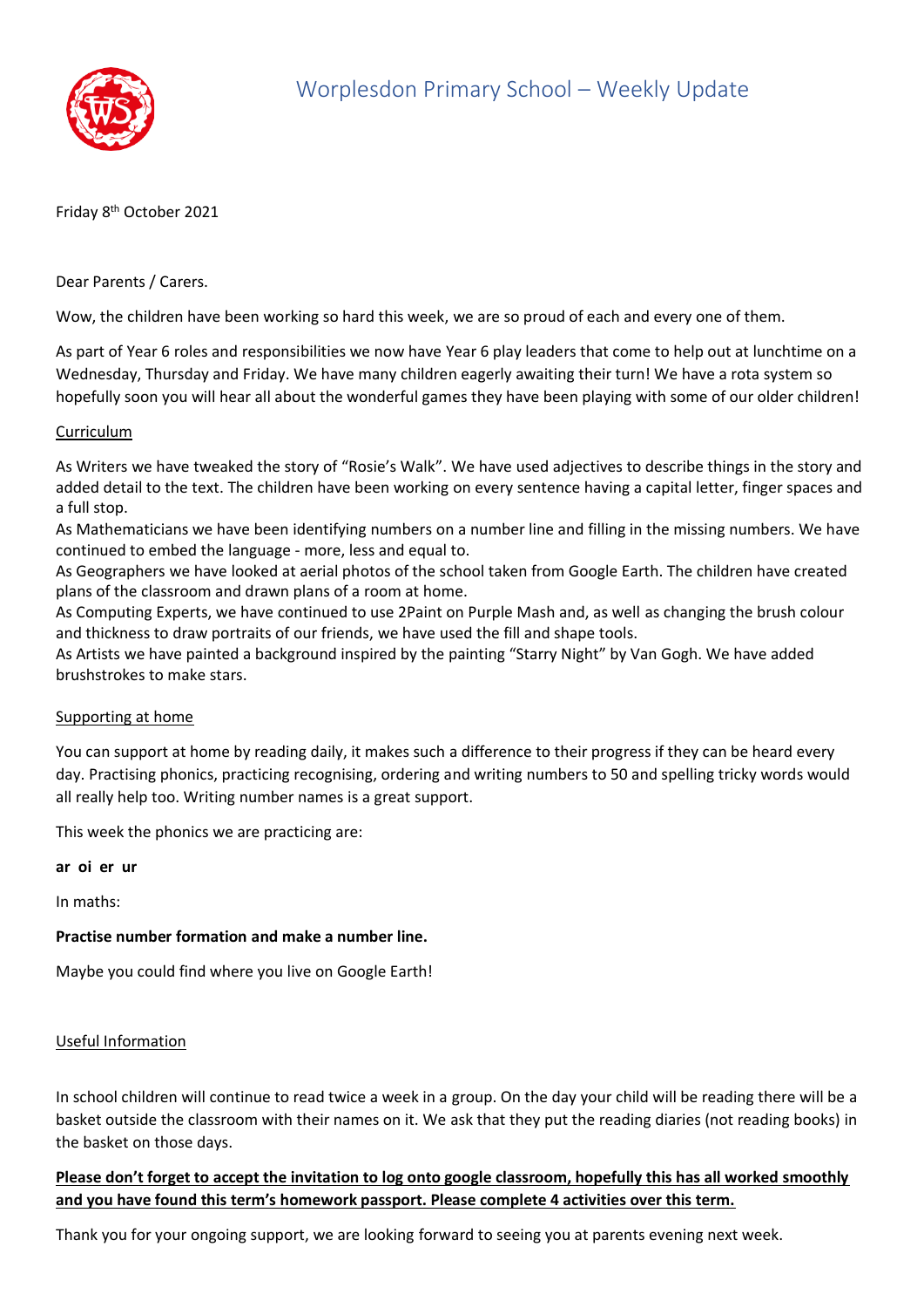# Worplesdon Primary School – Weekly Update

Friday 8th October 2021

Dear Parents / Carers.

Wow, the children have been working so hard this week, we are so proud of each and every one of them.

As part of Year 6 roles and responsibilities we now have Year 6 play leaders that come to help out at lunchtime on a Wednesday, Thursday and Friday. We have many children eagerly awaiting their turn! We have a rota system so hopefully soon you will hear all about the wonderful games they have been playing with some of our older children!

<u>Curriculum</u>

As Writers we have tweaked the story of "Rosie's Walk". We have used adjectives to describe things in the story and added detail to the text. The children have been working on every sentence having a capital letter, finger spaces and a full stop.
As Mathematicians we have been identifying numbers on a number line and filling in the missing numbers. We have continued to embed the language - more, less and equal to.
As Geographers we have looked at aerial photos of the school taken from Google Earth. The children have created plans of the classroom and drawn plans of a room at home.
As Computing Experts, we have continued to use 2Paint on Purple Mash and, as well as changing the brush colour and thickness to draw portraits of our friends, we have used the fill and shape tools.
As Artists we have painted a background inspired by the painting "Starry Night" by Van Gogh. We have added brushstrokes to make stars.

<u>Supporting at home</u>

You can support at home by reading daily, it makes such a difference to their progress if they can be heard every day. Practising phonics, practicing recognising, ordering and writing numbers to 50 and spelling tricky words would all really help too. Writing number names is a great support.

This week the phonics we are practicing are:

**ar oi er ur**

In maths:

**Practise number formation and make a number line.**

Maybe you could find where you live on Google Earth!

<u>Useful Information</u>

In school children will continue to read twice a week in a group. On the day your child will be reading there will be a basket outside the classroom with their names on it. We ask that they put the reading diaries (not reading books) in the basket on those days.

<u>**Please don't forget to accept the invitation to log onto google classroom, hopefully this has all worked smoothly and you have found this term's homework passport. Please complete 4 activities over this term.**</u>

Thank you for your ongoing support, we are looking forward to seeing you at parents evening next week.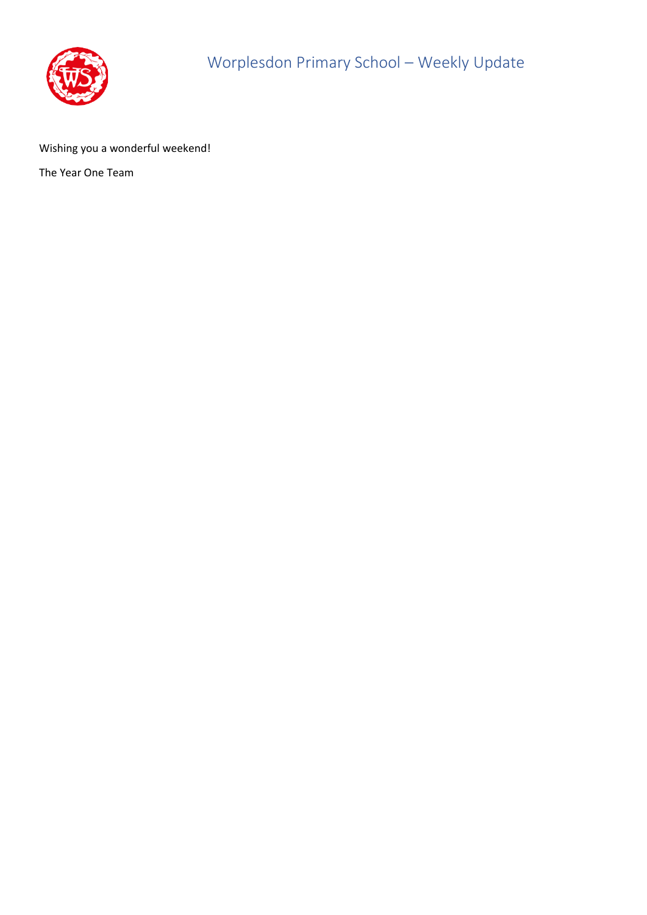Wishing you a wonderful weekend!

The Year One Team